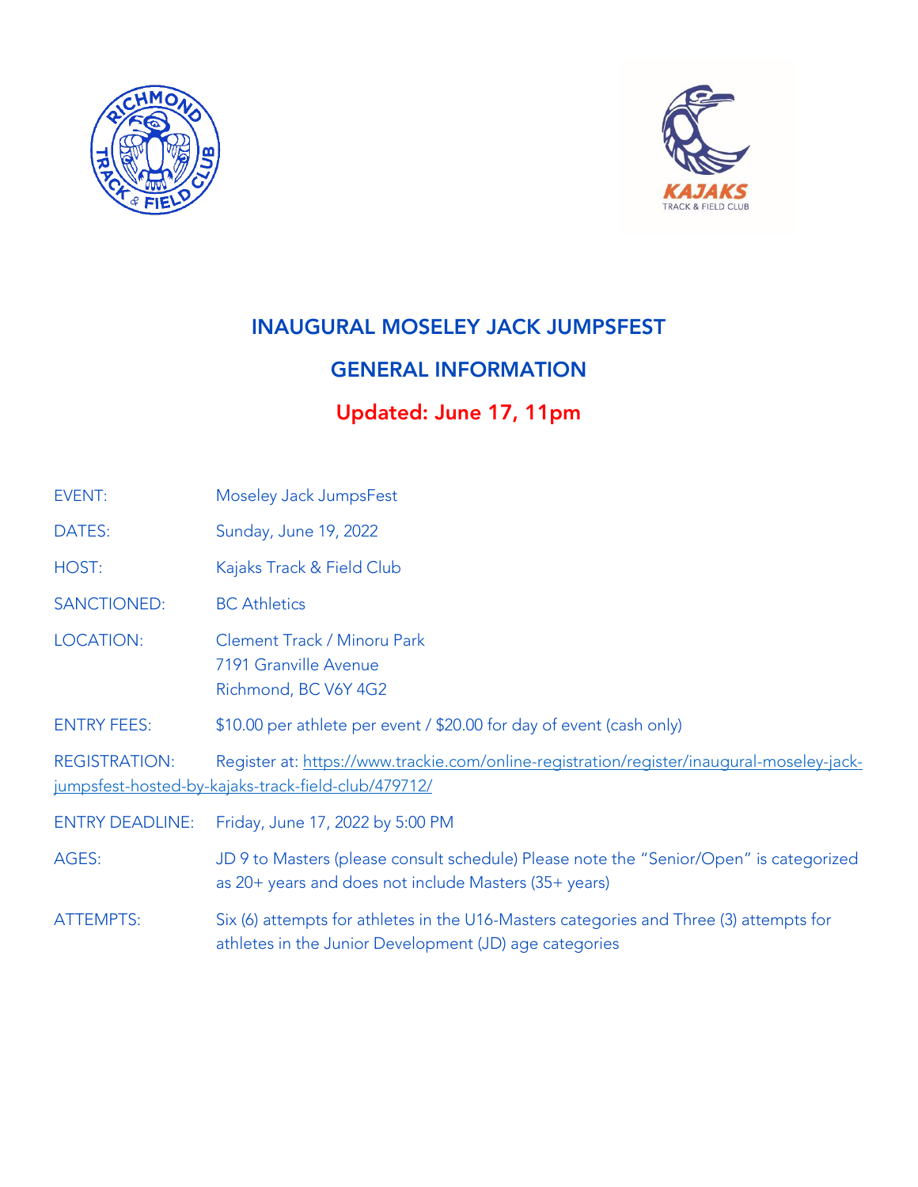# INAUGURAL MOSELEY JACK JUMPSFEST

## GENERAL INFORMATION

### Updated: June 17, 11pm

EVENT: Moseley Jack JumpsFest

DATES: Sunday, June 19, 2022

HOST: Kajaks Track & Field Club

SANCTIONED: BC Athletics

LOCATION: Clement Track / Minoru Park
7191 Granville Avenue
Richmond, BC V6Y 4G2

ENTRY FEES: $10.00 per athlete per event / $20.00 for day of event (cash only)

REGISTRATION: Register at: https://www.trackie.com/online-registration/register/inaugural-moseley-jack-jumpsfest-hosted-by-kajaks-track-field-club/479712/

ENTRY DEADLINE: Friday, June 17, 2022 by 5:00 PM

AGES: JD 9 to Masters (please consult schedule) Please note the "Senior/Open" is categorized as 20+ years and does not include Masters (35+ years)

ATTEMPTS: Six (6) attempts for athletes in the U16-Masters categories and Three (3) attempts for athletes in the Junior Development (JD) age categories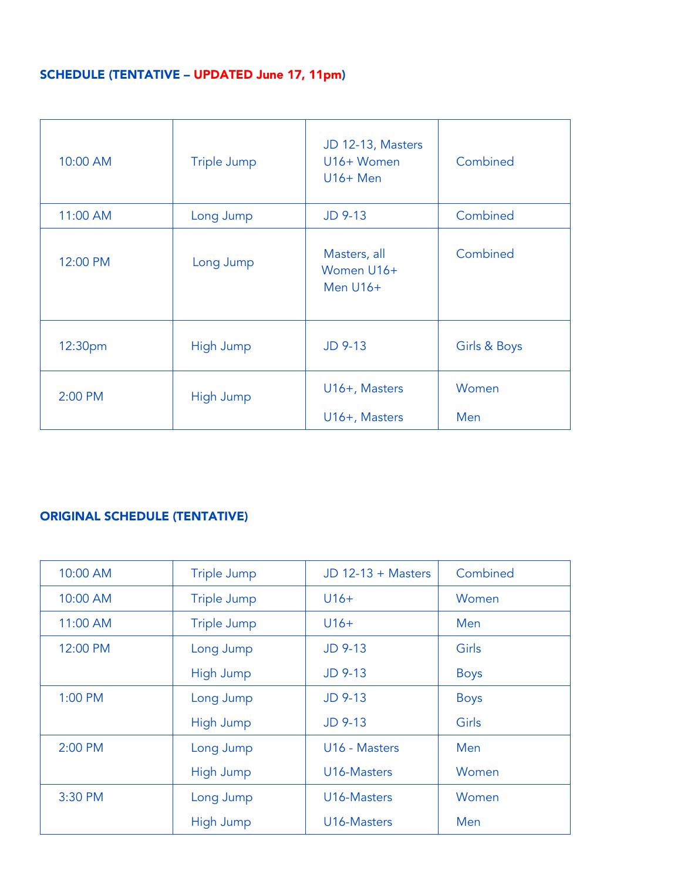**SCHEDULE (TENTATIVE – UPDATED June 17, 11pm)**

| | | | |
|---|---|---|---|
| 10:00 AM | Triple Jump | JD 12-13, Masters<br>U16+ Women<br>U16+ Men | Combined |
| 11:00 AM | Long Jump | JD 9-13 | Combined |
| 12:00 PM | Long Jump | Masters, all<br>Women U16+<br>Men U16+ | Combined |
| 12:30pm | High Jump | JD 9-13 | Girls & Boys |
| 2:00 PM | High Jump | U16+, Masters<br>U16+, Masters | Women<br>Men |

**ORIGINAL SCHEDULE (TENTATIVE)**

| | | | |
|---|---|---|---|
| 10:00 AM | Triple Jump | JD 12-13 + Masters | Combined |
| 10:00 AM | Triple Jump | U16+ | Women |
| 11:00 AM | Triple Jump | U16+ | Men |
| 12:00 PM | Long Jump<br>High Jump | JD 9-13<br>JD 9-13 | Girls<br>Boys |
| 1:00 PM | Long Jump<br>High Jump | JD 9-13<br>JD 9-13 | Boys<br>Girls |
| 2:00 PM | Long Jump<br>High Jump | U16 - Masters<br>U16-Masters | Men<br>Women |
| 3:30 PM | Long Jump<br>High Jump | U16-Masters<br>U16-Masters | Women<br>Men |